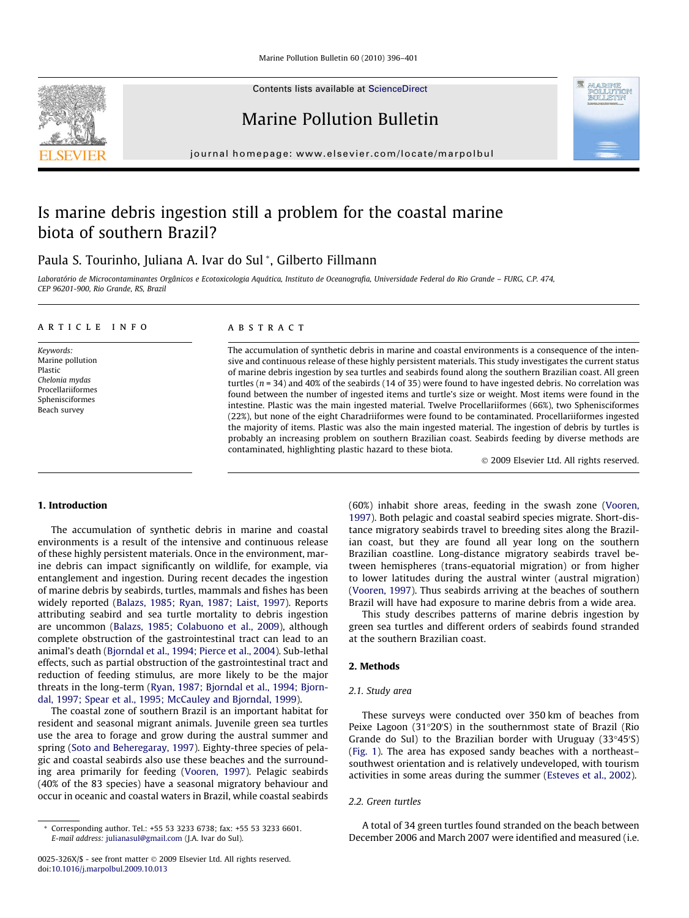# Is marine debris ingestion still a problem for the coastal marine biota of southern Brazil?

Paula S. Tourinho, Juliana A. Ivar do Sul *, Gilberto Fillmann

*Laboratório de Microcontaminantes Orgânicos e Ecotoxicologia Aquática, Instituto de Oceanografia, Universidade Federal do Rio Grande – FURG, C.P. 474, CEP 96201-900, Rio Grande, RS, Brazil*

## ARTICLE INFO

*Keywords:*
Marine pollution
Plastic
*Chelonia mydas*
Procellariiformes
Sphenisciformes
Beach survey

## ABSTRACT

The accumulation of synthetic debris in marine and coastal environments is a consequence of the intensive and continuous release of these highly persistent materials. This study investigates the current status of marine debris ingestion by sea turtles and seabirds found along the southern Brazilian coast. All green turtles ($n = 34$) and 40% of the seabirds (14 of 35) were found to have ingested debris. No correlation was found between the number of ingested items and turtle's size or weight. Most items were found in the intestine. Plastic was the main ingested material. Twelve Procellariiformes (66%), two Sphenisciformes (22%), but none of the eight Charadriiformes were found to be contaminated. Procellariiformes ingested the majority of items. Plastic was also the main ingested material. The ingestion of debris by turtles is probably an increasing problem on southern Brazilian coast. Seabirds feeding by diverse methods are contaminated, highlighting plastic hazard to these biota.

© 2009 Elsevier Ltd. All rights reserved.

## 1. Introduction

The accumulation of synthetic debris in marine and coastal environments is a result of the intensive and continuous release of these highly persistent materials. Once in the environment, marine debris can impact significantly on wildlife, for example, via entanglement and ingestion. During recent decades the ingestion of marine debris by seabirds, turtles, mammals and fishes has been widely reported (Balazs, 1985; Ryan, 1987; Laist, 1997). Reports attributing seabird and sea turtle mortality to debris ingestion are uncommon (Balazs, 1985; Colabuono et al., 2009), although complete obstruction of the gastrointestinal tract can lead to an animal's death (Bjorndal et al., 1994; Pierce et al., 2004). Sub-lethal effects, such as partial obstruction of the gastrointestinal tract and reduction of feeding stimulus, are more likely to be the major threats in the long-term (Ryan, 1987; Bjorndal et al., 1994; Bjorndal, 1997; Spear et al., 1995; McCauley and Bjorndal, 1999).

The coastal zone of southern Brazil is an important habitat for resident and seasonal migrant animals. Juvenile green sea turtles use the area to forage and grow during the austral summer and spring (Soto and Beheregaray, 1997). Eighty-three species of pelagic and coastal seabirds also use these beaches and the surrounding area primarily for feeding (Vooren, 1997). Pelagic seabirds (40% of the 83 species) have a seasonal migratory behaviour and occur in oceanic and coastal waters in Brazil, while coastal seabirds (60%) inhabit shore areas, feeding in the swash zone (Vooren, 1997). Both pelagic and coastal seabird species migrate. Short-distance migratory seabirds travel to breeding sites along the Brazilian coast, but they are found all year long on the southern Brazilian coastline. Long-distance migratory seabirds travel between hemispheres (trans-equatorial migration) or from higher to lower latitudes during the austral winter (austral migration) (Vooren, 1997). Thus seabirds arriving at the beaches of southern Brazil will have had exposure to marine debris from a wide area.

This study describes patterns of marine debris ingestion by green sea turtles and different orders of seabirds found stranded at the southern Brazilian coast.

## 2. Methods

### 2.1. Study area

These surveys were conducted over 350 km of beaches from Peixe Lagoon (31°20′S) in the southernmost state of Brazil (Rio Grande do Sul) to the Brazilian border with Uruguay (33°45′S) (Fig. 1). The area has exposed sandy beaches with a northeast–southwest orientation and is relatively undeveloped, with tourism activities in some areas during the summer (Esteves et al., 2002).

### 2.2. Green turtles

A total of 34 green turtles found stranded on the beach between December 2006 and March 2007 were identified and measured (i.e.

---

* Corresponding author. Tel.: +55 53 3233 6738; fax: +55 53 3233 6601. *E-mail address:* julianasul@gmail.com (J.A. Ivar do Sul).

0025-326X/$ - see front matter © 2009 Elsevier Ltd. All rights reserved.
doi:10.1016/j.marpolbul.2009.10.013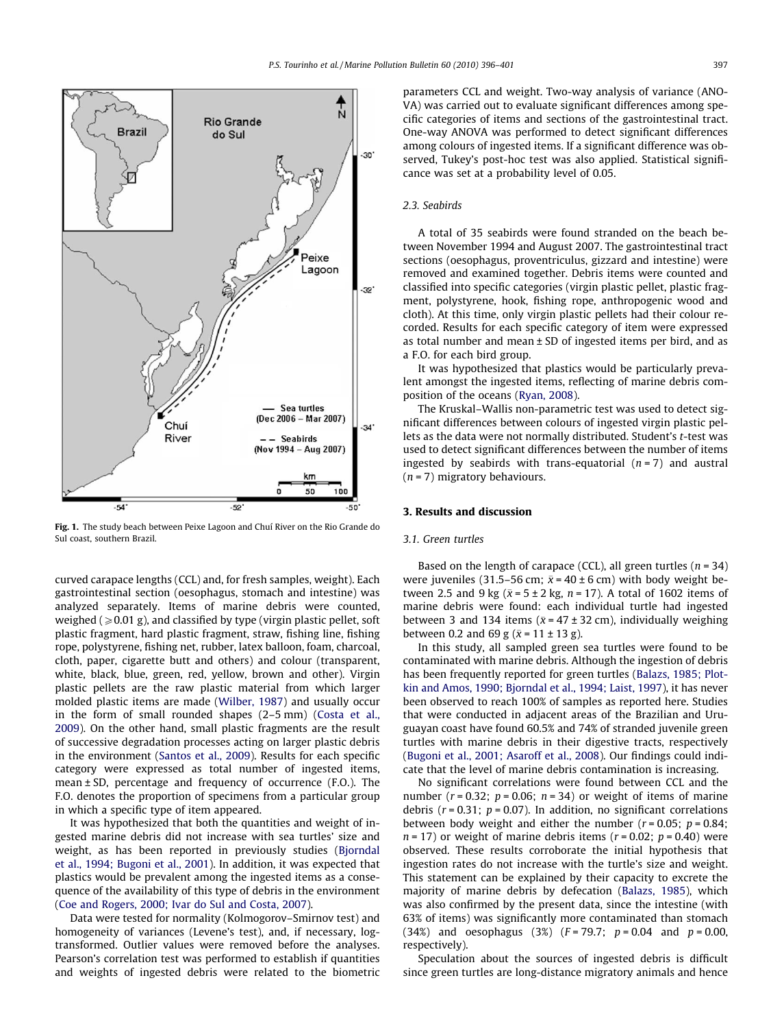Rio Grande do Sul

Brazil

N

-30˚

Peixe Lagoon

-32˚

Chuí River

— Sea turtles (Dec 2006 – Mar 2007)

- - Seabirds (Nov 1994 – Aug 2007)

km

0 50 100

-34˚

-54˚ -52˚ -50˚

**Fig. 1.** The study beach between Peixe Lagoon and Chuí River on the Rio Grande do Sul coast, southern Brazil.

curved carapace lengths (CCL) and, for fresh samples, weight). Each gastrointestinal section (oesophagus, stomach and intestine) was analyzed separately. Items of marine debris were counted, weighed ($\geqslant 0.01$ g), and classified by type (virgin plastic pellet, soft plastic fragment, hard plastic fragment, straw, fishing line, fishing rope, polystyrene, fishing net, rubber, latex balloon, foam, charcoal, cloth, paper, cigarette butt and others) and colour (transparent, white, black, blue, green, red, yellow, brown and other). Virgin plastic pellets are the raw plastic material from which larger molded plastic items are made (Wilber, 1987) and usually occur in the form of small rounded shapes (2–5 mm) (Costa et al., 2009). On the other hand, small plastic fragments are the result of successive degradation processes acting on larger plastic debris in the environment (Santos et al., 2009). Results for each specific category were expressed as total number of ingested items, mean ± SD, percentage and frequency of occurrence (F.O.). The F.O. denotes the proportion of specimens from a particular group in which a specific type of item appeared.

It was hypothesized that both the quantities and weight of ingested marine debris did not increase with sea turtles' size and weight, as has been reported in previously studies (Bjorndal et al., 1994; Bugoni et al., 2001). In addition, it was expected that plastics would be prevalent among the ingested items as a consequence of the availability of this type of debris in the environment (Coe and Rogers, 2000; Ivar do Sul and Costa, 2007).

Data were tested for normality (Kolmogorov–Smirnov test) and homogeneity of variances (Levene's test), and, if necessary, log-transformed. Outlier values were removed before the analyses. Pearson's correlation test was performed to establish if quantities and weights of ingested debris were related to the biometric parameters CCL and weight. Two-way analysis of variance (ANOVA) was carried out to evaluate significant differences among specific categories of items and sections of the gastrointestinal tract. One-way ANOVA was performed to detect significant differences among colours of ingested items. If a significant difference was observed, Tukey's post-hoc test was also applied. Statistical significance was set at a probability level of 0.05.

### 2.3. Seabirds

A total of 35 seabirds were found stranded on the beach between November 1994 and August 2007. The gastrointestinal tract sections (oesophagus, proventriculus, gizzard and intestine) were removed and examined together. Debris items were counted and classified into specific categories (virgin plastic pellet, plastic fragment, polystyrene, hook, fishing rope, anthropogenic wood and cloth). At this time, only virgin plastic pellets had their colour recorded. Results for each specific category of item were expressed as total number and mean ± SD of ingested items per bird, and as a F.O. for each bird group.

It was hypothesized that plastics would be particularly prevalent amongst the ingested items, reflecting of marine debris composition of the oceans (Ryan, 2008).

The Kruskal–Wallis non-parametric test was used to detect significant differences between colours of ingested virgin plastic pellets as the data were not normally distributed. Student's *t*-test was used to detect significant differences between the number of items ingested by seabirds with trans-equatorial ($n = 7$) and austral ($n = 7$) migratory behaviours.

## 3. Results and discussion

### 3.1. Green turtles

Based on the length of carapace (CCL), all green turtles ($n = 34$) were juveniles (31.5–56 cm; $\bar{x} = 40 \pm 6$ cm) with body weight between 2.5 and 9 kg ($\bar{x} = 5 \pm 2$ kg, $n = 17$). A total of 1602 items of marine debris were found: each individual turtle had ingested between 3 and 134 items ($\bar{x} = 47 \pm 32$ cm), individually weighing between 0.2 and 69 g ($\bar{x} = 11 \pm 13$ g).

In this study, all sampled green sea turtles were found to be contaminated with marine debris. Although the ingestion of debris has been frequently reported for green turtles (Balazs, 1985; Plotkin and Amos, 1990; Bjorndal et al., 1994; Laist, 1997), it has never been observed to reach 100% of samples as reported here. Studies that were conducted in adjacent areas of the Brazilian and Uruguayan coast have found 60.5% and 74% of stranded juvenile green turtles with marine debris in their digestive tracts, respectively (Bugoni et al., 2001; Asaroff et al., 2008). Our findings could indicate that the level of marine debris contamination is increasing.

No significant correlations were found between CCL and the number ($r = 0.32$; $p = 0.06$; $n = 34$) or weight of items of marine debris ($r = 0.31$; $p = 0.07$). In addition, no significant correlations between body weight and either the number ($r = 0.05$; $p = 0.84$; $n = 17$) or weight of marine debris items ($r = 0.02$; $p = 0.40$) were observed. These results corroborate the initial hypothesis that ingestion rates do not increase with the turtle's size and weight. This statement can be explained by their capacity to excrete the majority of marine debris by defecation (Balazs, 1985), which was also confirmed by the present data, since the intestine (with 63% of items) was significantly more contaminated than stomach (34%) and oesophagus (3%) ($F = 79.7$; $p = 0.04$ and $p = 0.00$, respectively).

Speculation about the sources of ingested debris is difficult since green turtles are long-distance migratory animals and hence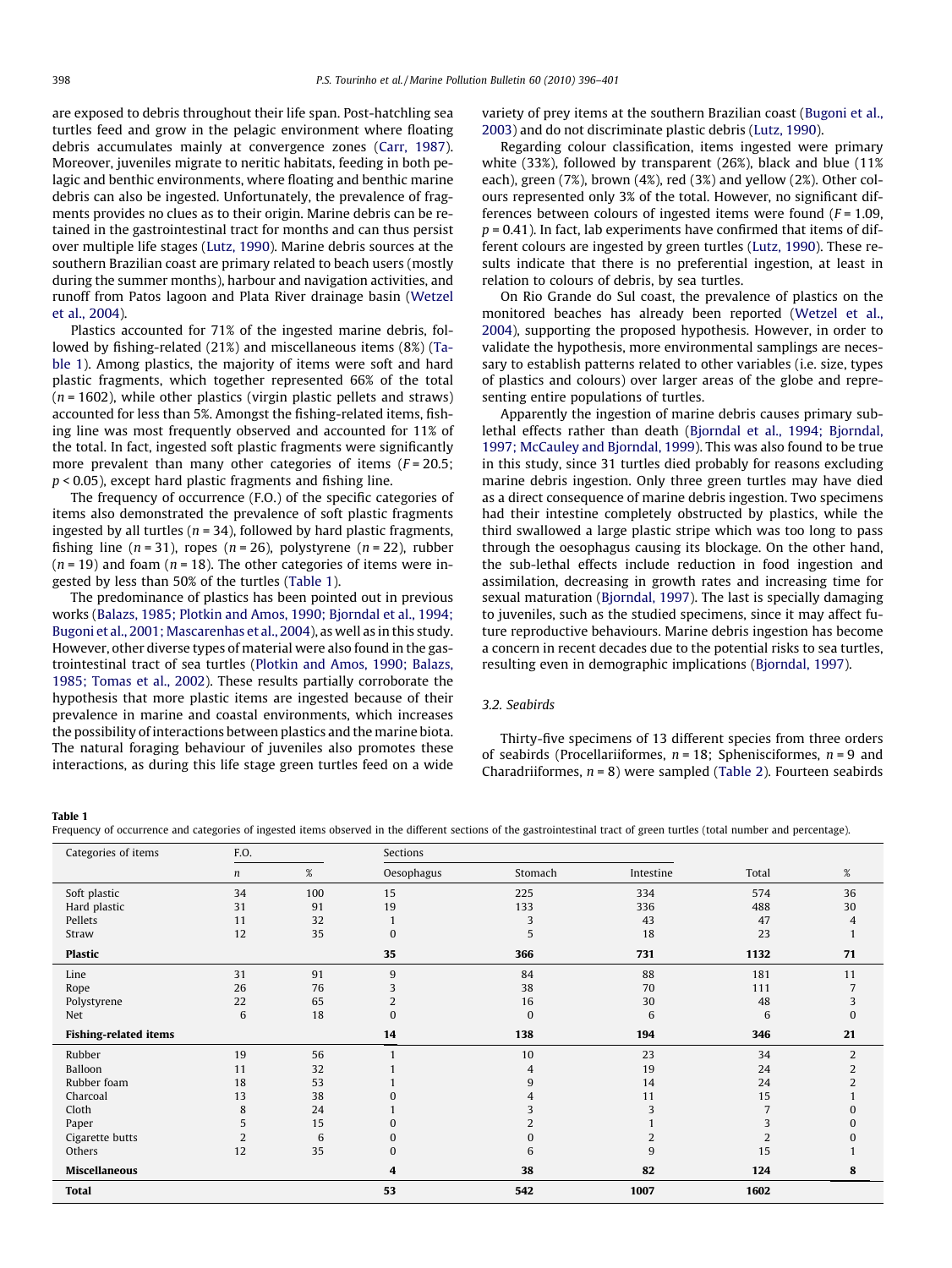are exposed to debris throughout their life span. Post-hatchling sea turtles feed and grow in the pelagic environment where floating debris accumulates mainly at convergence zones (Carr, 1987). Moreover, juveniles migrate to neritic habitats, feeding in both pelagic and benthic environments, where floating and benthic marine debris can also be ingested. Unfortunately, the prevalence of fragments provides no clues as to their origin. Marine debris can be retained in the gastrointestinal tract for months and can thus persist over multiple life stages (Lutz, 1990). Marine debris sources at the southern Brazilian coast are primary related to beach users (mostly during the summer months), harbour and navigation activities, and runoff from Patos lagoon and Plata River drainage basin (Wetzel et al., 2004).

Plastics accounted for 71% of the ingested marine debris, followed by fishing-related (21%) and miscellaneous items (8%) (Table 1). Among plastics, the majority of items were soft and hard plastic fragments, which together represented 66% of the total ($n = 1602$), while other plastics (virgin plastic pellets and straws) accounted for less than 5%. Amongst the fishing-related items, fishing line was most frequently observed and accounted for 11% of the total. In fact, ingested soft plastic fragments were significantly more prevalent than many other categories of items ($F = 20.5$; $p < 0.05$), except hard plastic fragments and fishing line.

The frequency of occurrence (F.O.) of the specific categories of items also demonstrated the prevalence of soft plastic fragments ingested by all turtles ($n = 34$), followed by hard plastic fragments, fishing line ($n = 31$), ropes ($n = 26$), polystyrene ($n = 22$), rubber ($n = 19$) and foam ($n = 18$). The other categories of items were ingested by less than 50% of the turtles (Table 1).

The predominance of plastics has been pointed out in previous works (Balazs, 1985; Plotkin and Amos, 1990; Bjorndal et al., 1994; Bugoni et al., 2001; Mascarenhas et al., 2004), as well as in this study. However, other diverse types of material were also found in the gastrointestinal tract of sea turtles (Plotkin and Amos, 1990; Balazs, 1985; Tomas et al., 2002). These results partially corroborate the hypothesis that more plastic items are ingested because of their prevalence in marine and coastal environments, which increases the possibility of interactions between plastics and the marine biota. The natural foraging behaviour of juveniles also promotes these interactions, as during this life stage green turtles feed on a wide variety of prey items at the southern Brazilian coast (Bugoni et al., 2003) and do not discriminate plastic debris (Lutz, 1990).

Regarding colour classification, items ingested were primary white (33%), followed by transparent (26%), black and blue (11% each), green (7%), brown (4%), red (3%) and yellow (2%). Other colours represented only 3% of the total. However, no significant differences between colours of ingested items were found ($F = 1.09$, $p = 0.41$). In fact, lab experiments have confirmed that items of different colours are ingested by green turtles (Lutz, 1990). These results indicate that there is no preferential ingestion, at least in relation to colours of debris, by sea turtles.

On Rio Grande do Sul coast, the prevalence of plastics on the monitored beaches has already been reported (Wetzel et al., 2004), supporting the proposed hypothesis. However, in order to validate the hypothesis, more environmental samplings are necessary to establish patterns related to other variables (i.e. size, types of plastics and colours) over larger areas of the globe and representing entire populations of turtles.

Apparently the ingestion of marine debris causes primary sub-lethal effects rather than death (Bjorndal et al., 1994; Bjorndal, 1997; McCauley and Bjorndal, 1999). This was also found to be true in this study, since 31 turtles died probably for reasons excluding marine debris ingestion. Only three green turtles may have died as a direct consequence of marine debris ingestion. Two specimens had their intestine completely obstructed by plastics, while the third swallowed a large plastic stripe which was too long to pass through the oesophagus causing its blockage. On the other hand, the sub-lethal effects include reduction in food ingestion and assimilation, decreasing in growth rates and increasing time for sexual maturation (Bjorndal, 1997). The last is specially damaging to juveniles, such as the studied specimens, since it may affect future reproductive behaviours. Marine debris ingestion has become a concern in recent decades due to the potential risks to sea turtles, resulting even in demographic implications (Bjorndal, 1997).

### 3.2. Seabirds

Thirty-five specimens of 13 different species from three orders of seabirds (Procellariiformes, $n = 18$; Sphenisciformes, $n = 9$ and Charadriiformes, $n = 8$) were sampled (Table 2). Fourteen seabirds

**Table 1**
Frequency of occurrence and categories of ingested items observed in the different sections of the gastrointestinal tract of green turtles (total number and percentage).

| Categories of items | F.O. | | Sections | | | | |
|---|---|---|---|---|---|---|---|
| | $n$ | % | Oesophagus | Stomach | Intestine | Total | % |
| Soft plastic | 34 | 100 | 15 | 225 | 334 | 574 | 36 |
| Hard plastic | 31 | 91 | 19 | 133 | 336 | 488 | 30 |
| Pellets | 11 | 32 | 1 | 3 | 43 | 47 | 4 |
| Straw | 12 | 35 | 0 | 5 | 18 | 23 | 1 |
| **Plastic** | | | **35** | **366** | **731** | **1132** | **71** |
| Line | 31 | 91 | 9 | 84 | 88 | 181 | 11 |
| Rope | 26 | 76 | 3 | 38 | 70 | 111 | 7 |
| Polystyrene | 22 | 65 | 2 | 16 | 30 | 48 | 3 |
| Net | 6 | 18 | 0 | 0 | 6 | 6 | 0 |
| **Fishing-related items** | | | **14** | **138** | **194** | **346** | **21** |
| Rubber | 19 | 56 | 1 | 10 | 23 | 34 | 2 |
| Balloon | 11 | 32 | 1 | 4 | 19 | 24 | 2 |
| Rubber foam | 18 | 53 | 1 | 9 | 14 | 24 | 2 |
| Charcoal | 13 | 38 | 0 | 4 | 11 | 15 | 1 |
| Cloth | 8 | 24 | 1 | 3 | 3 | 7 | 0 |
| Paper | 5 | 15 | 0 | 2 | 1 | 3 | 0 |
| Cigarette butts | 2 | 6 | 0 | 0 | 2 | 2 | 0 |
| Others | 12 | 35 | 0 | 6 | 9 | 15 | 1 |
| **Miscellaneous** | | | **4** | **38** | **82** | **124** | **8** |
| **Total** | | | **53** | **542** | **1007** | **1602** | |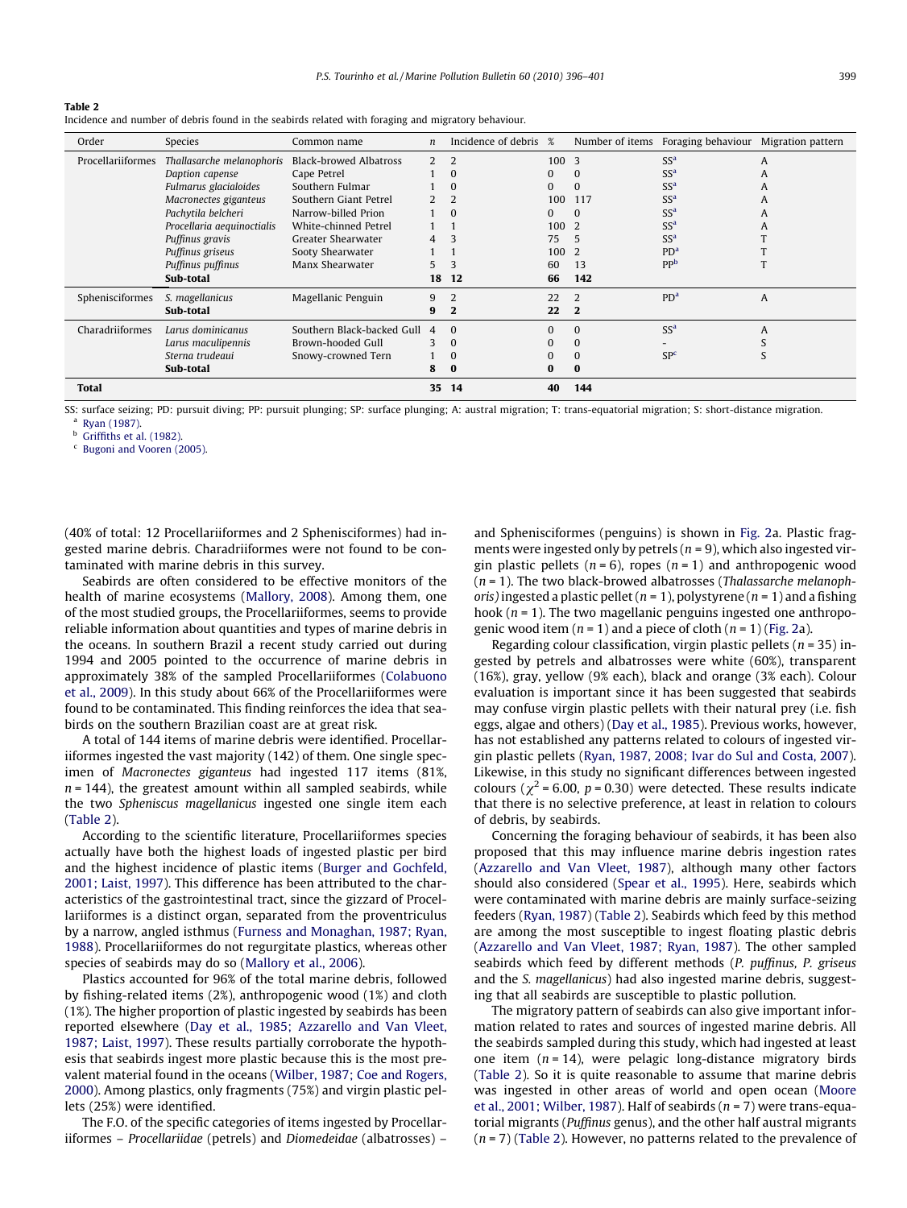**Table 2**
Incidence and number of debris found in the seabirds related with foraging and migratory behaviour.

| Order | Species | Common name | *n* | Incidence of debris | % | Number of items | Foraging behaviour | Migration pattern |
|---|---|---|---|---|---|---|---|---|
| Procellariiformes | *Thallasarche melanophoris* | Black-browed Albatross | 2 | 2 | 100 | 3 | SS[a] | A |
| | *Daption capense* | Cape Petrel | 1 | 0 | 0 | 0 | SS[a] | A |
| | *Fulmarus glacialoides* | Southern Fulmar | 1 | 0 | 0 | 0 | SS[a] | A |
| | *Macronectes giganteus* | Southern Giant Petrel | 2 | 2 | 100 | 117 | SS[a] | A |
| | *Pachytila belcheri* | Narrow-billed Prion | 1 | 0 | 0 | 0 | SS[a] | A |
| | *Procellaria aequinoctialis* | White-chinned Petrel | 1 | 1 | 100 | 2 | SS[a] | A |
| | *Puffinus gravis* | Greater Shearwater | 4 | 3 | 75 | 5 | SS[a] | T |
| | *Puffinus griseus* | Sooty Shearwater | 1 | 1 | 100 | 2 | PD[a] | T |
| | *Puffinus puffinus* | Manx Shearwater | 5 | 3 | 60 | 13 | PP[b] | T |
| | **Sub-total** | | **18** | **12** | **66** | **142** | | |
| Sphenisciformes | *S. magellanicus* | Magellanic Penguin | 9 | 2 | 22 | 2 | PD[a] | A |
| | **Sub-total** | | **9** | **2** | **22** | **2** | | |
| Charadriiformes | *Larus dominicanus* | Southern Black-backed Gull | 4 | 0 | 0 | 0 | SS[a] | A |
| | *Larus maculipennis* | Brown-hooded Gull | 3 | 0 | 0 | 0 | - | S |
| | *Sterna trudeaui* | Snowy-crowned Tern | 1 | 0 | 0 | 0 | SP[c] | S |
| | **Sub-total** | | **8** | **0** | **0** | **0** | | |
| **Total** | | | **35** | **14** | **40** | **144** | | |

SS: surface seizing; PD: pursuit diving; PP: pursuit plunging; SP: surface plunging; A: austral migration; T: trans-equatorial migration; S: short-distance migration.
[a] Ryan (1987).
[b] Griffiths et al. (1982).
[c] Bugoni and Vooren (2005).

(40% of total: 12 Procellariiformes and 2 Sphenisciformes) had ingested marine debris. Charadriiformes were not found to be contaminated with marine debris in this survey.

Seabirds are often considered to be effective monitors of the health of marine ecosystems (Mallory, 2008). Among them, one of the most studied groups, the Procellariiformes, seems to provide reliable information about quantities and types of marine debris in the oceans. In southern Brazil a recent study carried out during 1994 and 2005 pointed to the occurrence of marine debris in approximately 38% of the sampled Procellariiformes (Colabuono et al., 2009). In this study about 66% of the Procellariiformes were found to be contaminated. This finding reinforces the idea that seabirds on the southern Brazilian coast are at great risk.

A total of 144 items of marine debris were identified. Procellariiformes ingested the vast majority (142) of them. One single specimen of *Macronectes giganteus* had ingested 117 items (81%, $n = 144$), the greatest amount within all sampled seabirds, while the two *Spheniscus magellanicus* ingested one single item each (Table 2).

According to the scientific literature, Procellariiformes species actually have both the highest loads of ingested plastic per bird and the highest incidence of plastic items (Burger and Gochfeld, 2001; Laist, 1997). This difference has been attributed to the characteristics of the gastrointestinal tract, since the gizzard of Procellariiformes is a distinct organ, separated from the proventriculus by a narrow, angled isthmus (Furness and Monaghan, 1987; Ryan, 1988). Procellariiformes do not regurgitate plastics, whereas other species of seabirds may do so (Mallory et al., 2006).

Plastics accounted for 96% of the total marine debris, followed by fishing-related items (2%), anthropogenic wood (1%) and cloth (1%). The higher proportion of plastic ingested by seabirds has been reported elsewhere (Day et al., 1985; Azzarello and Van Vleet, 1987; Laist, 1997). These results partially corroborate the hypothesis that seabirds ingest more plastic because this is the most prevalent material found in the oceans (Wilber, 1987; Coe and Rogers, 2000). Among plastics, only fragments (75%) and virgin plastic pellets (25%) were identified.

The F.O. of the specific categories of items ingested by Procellariiformes – *Procellariidae* (petrels) and *Diomedeidae* (albatrosses) – and Sphenisciformes (penguins) is shown in Fig. 2a. Plastic fragments were ingested only by petrels ($n = 9$), which also ingested virgin plastic pellets ($n = 6$), ropes ($n = 1$) and anthropogenic wood ($n = 1$). The two black-browed albatrosses (*Thalassarche melanophoris)* ingested a plastic pellet ($n = 1$), polystyrene ($n = 1$) and a fishing hook ($n = 1$). The two magellanic penguins ingested one anthropogenic wood item ($n = 1$) and a piece of cloth ($n = 1$) (Fig. 2a).

Regarding colour classification, virgin plastic pellets ($n = 35$) ingested by petrels and albatrosses were white (60%), transparent (16%), gray, yellow (9% each), black and orange (3% each). Colour evaluation is important since it has been suggested that seabirds may confuse virgin plastic pellets with their natural prey (i.e. fish eggs, algae and others) (Day et al., 1985). Previous works, however, has not established any patterns related to colours of ingested virgin plastic pellets (Ryan, 1987, 2008; Ivar do Sul and Costa, 2007). Likewise, in this study no significant differences between ingested colours ($\chi^2 = 6.00$, $p = 0.30$) were detected. These results indicate that there is no selective preference, at least in relation to colours of debris, by seabirds.

Concerning the foraging behaviour of seabirds, it has been also proposed that this may influence marine debris ingestion rates (Azzarello and Van Vleet, 1987), although many other factors should also considered (Spear et al., 1995). Here, seabirds which were contaminated with marine debris are mainly surface-seizing feeders (Ryan, 1987) (Table 2). Seabirds which feed by this method are among the most susceptible to ingest floating plastic debris (Azzarello and Van Vleet, 1987; Ryan, 1987). The other sampled seabirds which feed by different methods (*P. puffinus, P. griseus* and the *S. magellanicus*) had also ingested marine debris, suggesting that all seabirds are susceptible to plastic pollution.

The migratory pattern of seabirds can also give important information related to rates and sources of ingested marine debris. All the seabirds sampled during this study, which had ingested at least one item ($n = 14$), were pelagic long-distance migratory birds (Table 2). So it is quite reasonable to assume that marine debris was ingested in other areas of world and open ocean (Moore et al., 2001; Wilber, 1987). Half of seabirds ($n = 7$) were trans-equatorial migrants (*Puffinus* genus), and the other half austral migrants ($n = 7$) (Table 2). However, no patterns related to the prevalence of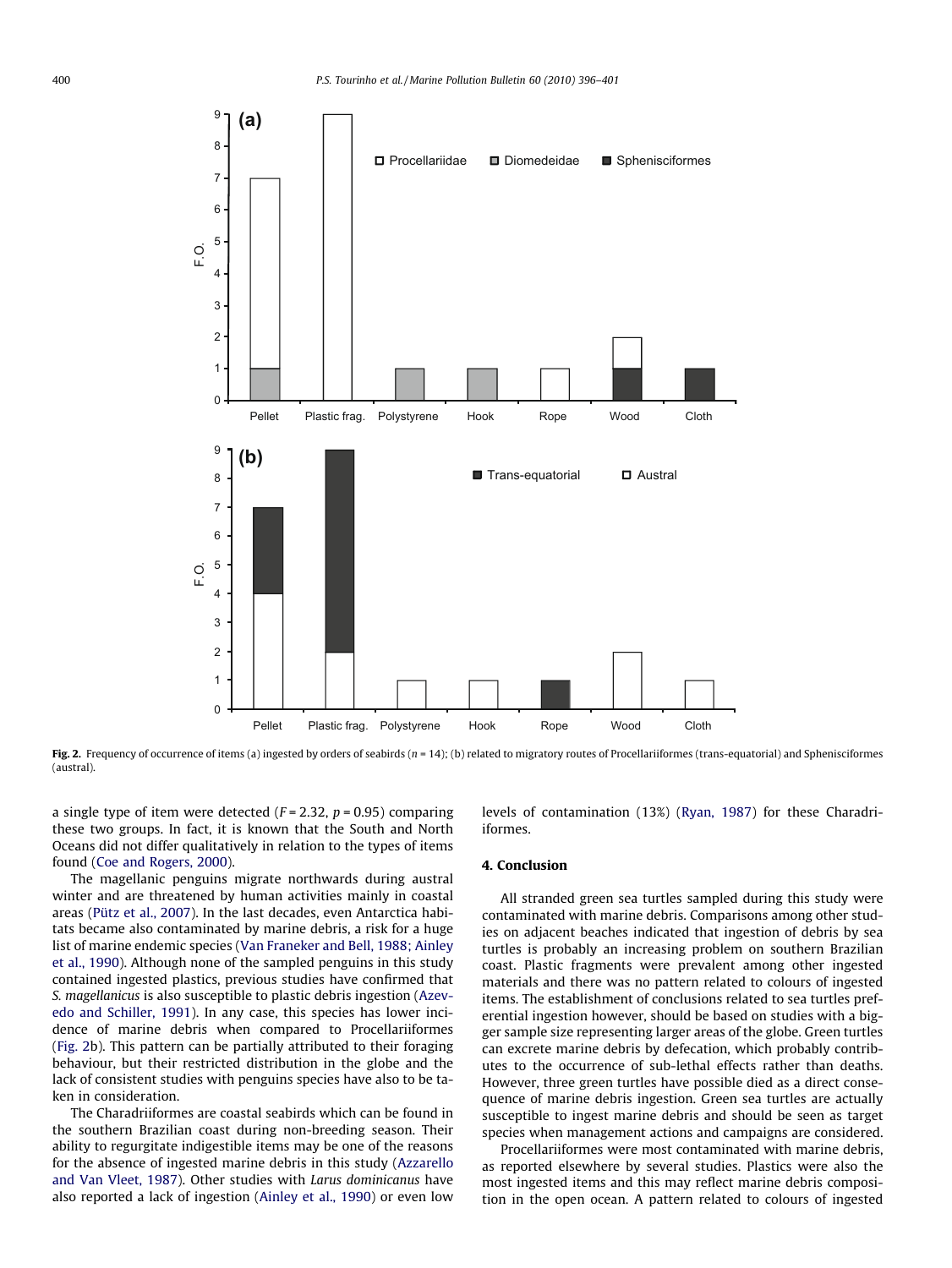(a)

9
8
7
6
5
4
3
2
1
0

F.O.

Procellariidae
Diomedeidae
Sphenisciformes

Pellet
Plastic frag.
Polystyrene
Hook
Rope
Wood
Cloth

(b)

9
8
7
6
5
4
3
2
1
0

F.O.

Trans-equatorial
Austral

Pellet
Plastic frag.
Polystyrene
Hook
Rope
Wood
Cloth

**Fig. 2.** Frequency of occurrence of items (a) ingested by orders of seabirds ($n = 14$); (b) related to migratory routes of Procellariiformes (trans-equatorial) and Sphenisciformes (austral).

a single type of item were detected ($F = 2.32$, $p = 0.95$) comparing these two groups. In fact, it is known that the South and North Oceans did not differ qualitatively in relation to the types of items found (Coe and Rogers, 2000).

The magellanic penguins migrate northwards during austral winter and are threatened by human activities mainly in coastal areas (Pütz et al., 2007). In the last decades, even Antarctica habitats became also contaminated by marine debris, a risk for a huge list of marine endemic species (Van Franeker and Bell, 1988; Ainley et al., 1990). Although none of the sampled penguins in this study contained ingested plastics, previous studies have confirmed that *S. magellanicus* is also susceptible to plastic debris ingestion (Azevedo and Schiller, 1991). In any case, this species has lower incidence of marine debris when compared to Procellariiformes (Fig. 2b). This pattern can be partially attributed to their foraging behaviour, but their restricted distribution in the globe and the lack of consistent studies with penguins species have also to be taken in consideration.

The Charadriiformes are coastal seabirds which can be found in the southern Brazilian coast during non-breeding season. Their ability to regurgitate indigestible items may be one of the reasons for the absence of ingested marine debris in this study (Azzarello and Van Vleet, 1987). Other studies with *Larus dominicanus* have also reported a lack of ingestion (Ainley et al., 1990) or even low levels of contamination (13%) (Ryan, 1987) for these Charadriiformes.

## 4. Conclusion

All stranded green sea turtles sampled during this study were contaminated with marine debris. Comparisons among other studies on adjacent beaches indicated that ingestion of debris by sea turtles is probably an increasing problem on southern Brazilian coast. Plastic fragments were prevalent among other ingested materials and there was no pattern related to colours of ingested items. The establishment of conclusions related to sea turtles preferential ingestion however, should be based on studies with a bigger sample size representing larger areas of the globe. Green turtles can excrete marine debris by defecation, which probably contributes to the occurrence of sub-lethal effects rather than deaths. However, three green turtles have possible died as a direct consequence of marine debris ingestion. Green sea turtles are actually susceptible to ingest marine debris and should be seen as target species when management actions and campaigns are considered.

Procellariiformes were most contaminated with marine debris, as reported elsewhere by several studies. Plastics were also the most ingested items and this may reflect marine debris composition in the open ocean. A pattern related to colours of ingested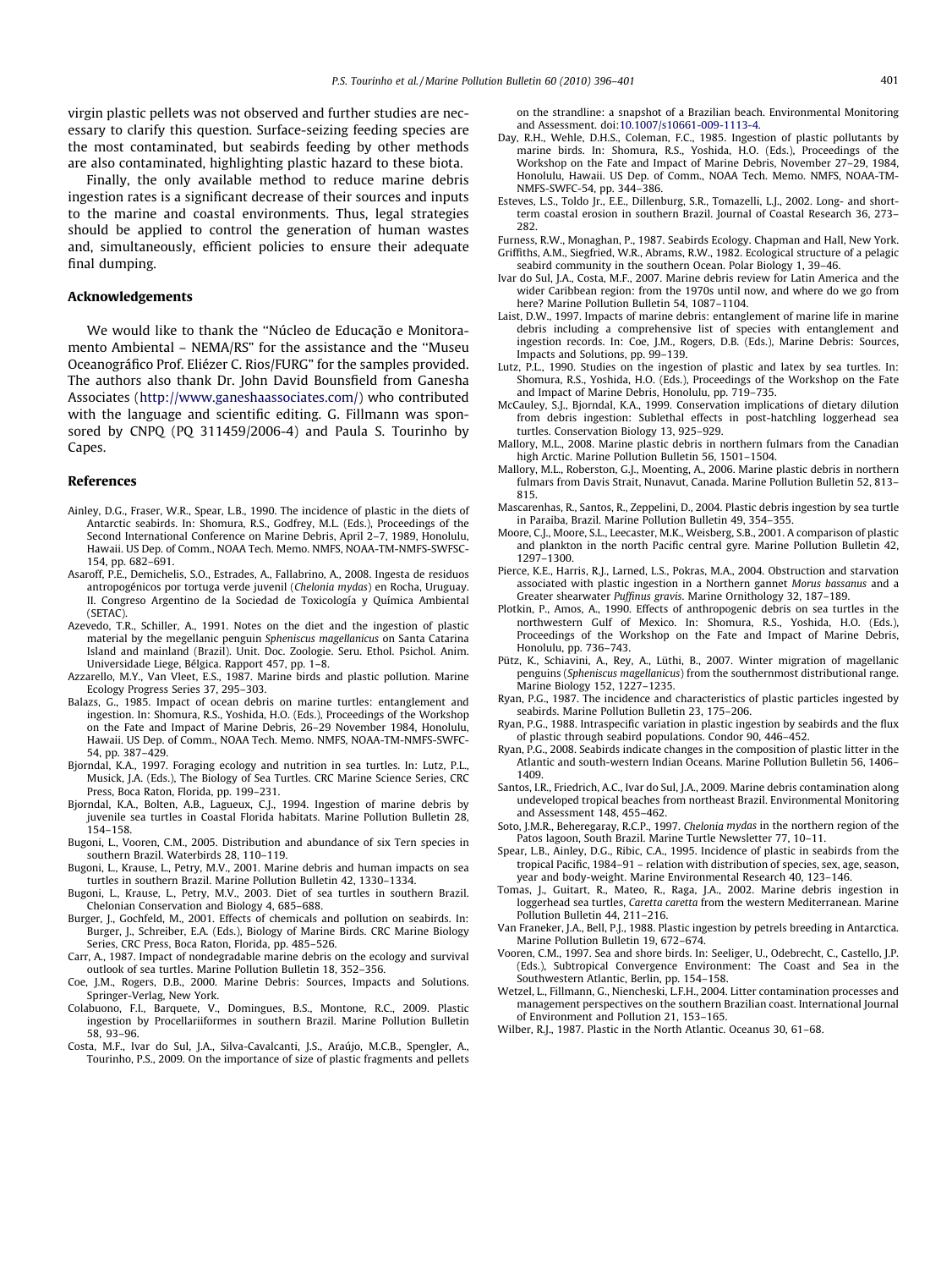virgin plastic pellets was not observed and further studies are necessary to clarify this question. Surface-seizing feeding species are the most contaminated, but seabirds feeding by other methods are also contaminated, highlighting plastic hazard to these biota.

Finally, the only available method to reduce marine debris ingestion rates is a significant decrease of their sources and inputs to the marine and coastal environments. Thus, legal strategies should be applied to control the generation of human wastes and, simultaneously, efficient policies to ensure their adequate final dumping.

## Acknowledgements

We would like to thank the "Núcleo de Educação e Monitoramento Ambiental – NEMA/RS" for the assistance and the "Museu Oceanográfico Prof. Eliézer C. Rios/FURG" for the samples provided. The authors also thank Dr. John David Bounsfield from Ganesha Associates (http://www.ganeshaassociates.com/) who contributed with the language and scientific editing. G. Fillmann was sponsored by CNPQ (PQ 311459/2006-4) and Paula S. Tourinho by Capes.

## References

Ainley, D.G., Fraser, W.R., Spear, L.B., 1990. The incidence of plastic in the diets of Antarctic seabirds. In: Shomura, R.S., Godfrey, M.L. (Eds.), Proceedings of the Second International Conference on Marine Debris, April 2–7, 1989, Honolulu, Hawaii. US Dep. of Comm., NOAA Tech. Memo. NMFS, NOAA-TM-NMFS-SWFSC-154, pp. 682–691.

Asaroff, P.E., Demichelis, S.O., Estrades, A., Fallabrino, A., 2008. Ingesta de residuos antropogénicos por tortuga verde juvenil (*Chelonia mydas*) en Rocha, Uruguay. II. Congreso Argentino de la Sociedad de Toxicología y Química Ambiental (SETAC).

Azevedo, T.R., Schiller, A., 1991. Notes on the diet and the ingestion of plastic material by the megellanic penguin *Spheniscus magellanicus* on Santa Catarina Island and mainland (Brazil). Unit. Doc. Zoologie. Seru. Ethol. Psichol. Anim. Universidade Liege, Bélgica. Rapport 457, pp. 1–8.

Azzarello, M.Y., Van Vleet, E.S., 1987. Marine birds and plastic pollution. Marine Ecology Progress Series 37, 295–303.

Balazs, G., 1985. Impact of ocean debris on marine turtles: entanglement and ingestion. In: Shomura, R.S., Yoshida, H.O. (Eds.), Proceedings of the Workshop on the Fate and Impact of Marine Debris, 26–29 November 1984, Honolulu, Hawaii. US Dep. of Comm., NOAA Tech. Memo. NMFS, NOAA-TM-NMFS-SWFC-54, pp. 387–429.

Bjorndal, K.A., 1997. Foraging ecology and nutrition in sea turtles. In: Lutz, P.L., Musick, J.A. (Eds.), The Biology of Sea Turtles. CRC Marine Science Series, CRC Press, Boca Raton, Florida, pp. 199–231.

Bjorndal, K.A., Bolten, A.B., Lagueux, C.J., 1994. Ingestion of marine debris by juvenile sea turtles in Coastal Florida habitats. Marine Pollution Bulletin 28, 154–158.

Bugoni, L., Vooren, C.M., 2005. Distribution and abundance of six Tern species in southern Brazil. Waterbirds 28, 110–119.

Bugoni, L., Krause, L., Petry, M.V., 2001. Marine debris and human impacts on sea turtles in southern Brazil. Marine Pollution Bulletin 42, 1330–1334.

Bugoni, L., Krause, L., Petry, M.V., 2003. Diet of sea turtles in southern Brazil. Chelonian Conservation and Biology 4, 685–688.

Burger, J., Gochfeld, M., 2001. Effects of chemicals and pollution on seabirds. In: Burger, J., Schreiber, E.A. (Eds.), Biology of Marine Birds. CRC Marine Biology Series, CRC Press, Boca Raton, Florida, pp. 485–526.

Carr, A., 1987. Impact of nondegradable marine debris on the ecology and survival outlook of sea turtles. Marine Pollution Bulletin 18, 352–356.

Coe, J.M., Rogers, D.B., 2000. Marine Debris: Sources, Impacts and Solutions. Springer-Verlag, New York.

Colabuono, F.I., Barquete, V., Domingues, B.S., Montone, R.C., 2009. Plastic ingestion by Procellariiformes in southern Brazil. Marine Pollution Bulletin 58, 93–96.

Costa, M.F., Ivar do Sul, J.A., Silva-Cavalcanti, J.S., Araújo, M.C.B., Spengler, A., Tourinho, P.S., 2009. On the importance of size of plastic fragments and pellets on the strandline: a snapshot of a Brazilian beach. Environmental Monitoring and Assessment. doi:10.1007/s10661-009-1113-4.

Day, R.H., Wehle, D.H.S., Coleman, F.C., 1985. Ingestion of plastic pollutants by marine birds. In: Shomura, R.S., Yoshida, H.O. (Eds.), Proceedings of the Workshop on the Fate and Impact of Marine Debris, November 27–29, 1984, Honolulu, Hawaii. US Dep. of Comm., NOAA Tech. Memo. NMFS, NOAA-TM-NMFS-SWFC-54, pp. 344–386.

Esteves, L.S., Toldo Jr., E.E., Dillenburg, S.R., Tomazelli, L.J., 2002. Long- and short-term coastal erosion in southern Brazil. Journal of Coastal Research 36, 273–282.

Furness, R.W., Monaghan, P., 1987. Seabirds Ecology. Chapman and Hall, New York.

Griffiths, A.M., Siegfried, W.R., Abrams, R.W., 1982. Ecological structure of a pelagic seabird community in the southern Ocean. Polar Biology 1, 39–46.

Ivar do Sul, J.A., Costa, M.F., 2007. Marine debris review for Latin America and the wider Caribbean region: from the 1970s until now, and where do we go from here? Marine Pollution Bulletin 54, 1087–1104.

Laist, D.W., 1997. Impacts of marine debris: entanglement of marine life in marine debris including a comprehensive list of species with entanglement and ingestion records. In: Coe, J.M., Rogers, D.B. (Eds.), Marine Debris: Sources, Impacts and Solutions, pp. 99–139.

Lutz, P.L., 1990. Studies on the ingestion of plastic and latex by sea turtles. In: Shomura, R.S., Yoshida, H.O. (Eds.), Proceedings of the Workshop on the Fate and Impact of Marine Debris, Honolulu, pp. 719–735.

McCauley, S.J., Bjorndal, K.A., 1999. Conservation implications of dietary dilution from debris ingestion: Sublethal effects in post-hatchling loggerhead sea turtles. Conservation Biology 13, 925–929.

Mallory, M.L., 2008. Marine plastic debris in northern fulmars from the Canadian high Arctic. Marine Pollution Bulletin 56, 1501–1504.

Mallory, M.L., Roberston, G.J., Moenting, A., 2006. Marine plastic debris in northern fulmars from Davis Strait, Nunavut, Canada. Marine Pollution Bulletin 52, 813–815.

Mascarenhas, R., Santos, R., Zeppelini, D., 2004. Plastic debris ingestion by sea turtle in Paraiba, Brazil. Marine Pollution Bulletin 49, 354–355.

Moore, C.J., Moore, S.L., Leecaster, M.K., Weisberg, S.B., 2001. A comparison of plastic and plankton in the north Pacific central gyre. Marine Pollution Bulletin 42, 1297–1300.

Pierce, K.E., Harris, R.J., Larned, L.S., Pokras, M.A., 2004. Obstruction and starvation associated with plastic ingestion in a Northern gannet *Morus bassanus* and a Greater shearwater *Puffinus gravis*. Marine Ornithology 32, 187–189.

Plotkin, P., Amos, A., 1990. Effects of anthropogenic debris on sea turtles in the northwestern Gulf of Mexico. In: Shomura, R.S., Yoshida, H.O. (Eds.), Proceedings of the Workshop on the Fate and Impact of Marine Debris, Honolulu, pp. 736–743.

Pütz, K., Schiavini, A., Rey, A., Lüthi, B., 2007. Winter migration of magellanic penguins (*Spheniscus magellanicus*) from the southernmost distributional range. Marine Biology 152, 1227–1235.

Ryan, P.G., 1987. The incidence and characteristics of plastic particles ingested by seabirds. Marine Pollution Bulletin 23, 175–206.

Ryan, P.G., 1988. Intraspecific variation in plastic ingestion by seabirds and the flux of plastic through seabird populations. Condor 90, 446–452.

Ryan, P.G., 2008. Seabirds indicate changes in the composition of plastic litter in the Atlantic and south-western Indian Oceans. Marine Pollution Bulletin 56, 1406–1409.

Santos, I.R., Friedrich, A.C., Ivar do Sul, J.A., 2009. Marine debris contamination along undeveloped tropical beaches from northeast Brazil. Environmental Monitoring and Assessment 148, 455–462.

Soto, J.M.R., Beheregaray, R.C.P., 1997. *Chelonia mydas* in the northern region of the Patos lagoon, South Brazil. Marine Turtle Newsletter 77, 10–11.

Spear, L.B., Ainley, D.G., Ribic, C.A., 1995. Incidence of plastic in seabirds from the tropical Pacific, 1984–91 – relation with distribution of species, sex, age, season, year and body-weight. Marine Environmental Research 40, 123–146.

Tomas, J., Guitart, R., Mateo, R., Raga, J.A., 2002. Marine debris ingestion in loggerhead sea turtles, *Caretta caretta* from the western Mediterranean. Marine Pollution Bulletin 44, 211–216.

Van Franeker, J.A., Bell, P.J., 1988. Plastic ingestion by petrels breeding in Antarctica. Marine Pollution Bulletin 19, 672–674.

Vooren, C.M., 1997. Sea and shore birds. In: Seeliger, U., Odebrecht, C., Castello, J.P. (Eds.), Subtropical Convergence Environment: The Coast and Sea in the Southwestern Atlantic, Berlin, pp. 154–158.

Wetzel, L., Fillmann, G., Niencheski, L.F.H., 2004. Litter contamination processes and management perspectives on the southern Brazilian coast. International Journal of Environment and Pollution 21, 153–165.

Wilber, R.J., 1987. Plastic in the North Atlantic. Oceanus 30, 61–68.